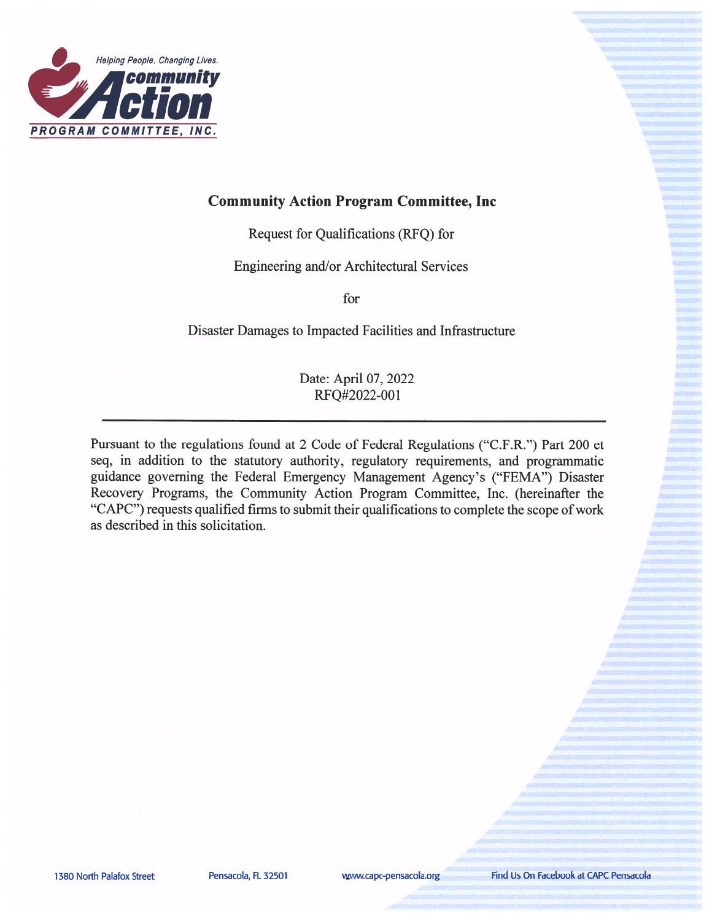# Community Action Program Committee, Inc

Request for Qualifications (RFQ) for

Engineering and/or Architectural Services

for

Disaster Damages to Impacted Facilities and Infrastructure

Date: April 07, 2022
RFQ#2022-001

---

Pursuant to the regulations found at 2 Code of Federal Regulations ("C.F.R.") Part 200 et seq, in addition to the statutory authority, regulatory requirements, and programmatic guidance governing the Federal Emergency Management Agency's ("FEMA") Disaster Recovery Programs, the Community Action Program Committee, Inc. (hereinafter the "CAPC") requests qualified firms to submit their qualifications to complete the scope of work as described in this solicitation.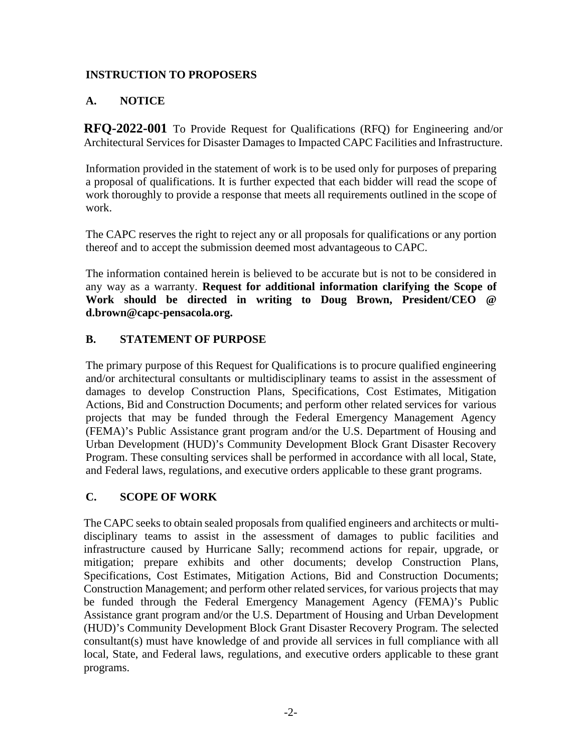# INSTRUCTION TO PROPOSERS

## A. NOTICE

**RFQ-2022-001** To Provide Request for Qualifications (RFQ) for Engineering and/or Architectural Services for Disaster Damages to Impacted CAPC Facilities and Infrastructure.

Information provided in the statement of work is to be used only for purposes of preparing a proposal of qualifications. It is further expected that each bidder will read the scope of work thoroughly to provide a response that meets all requirements outlined in the scope of work.

The CAPC reserves the right to reject any or all proposals for qualifications or any portion thereof and to accept the submission deemed most advantageous to CAPC.

The information contained herein is believed to be accurate but is not to be considered in any way as a warranty. **Request for additional information clarifying the Scope of Work should be directed in writing to Doug Brown, President/CEO @ d.brown@capc-pensacola.org.**

## B. STATEMENT OF PURPOSE

The primary purpose of this Request for Qualifications is to procure qualified engineering and/or architectural consultants or multidisciplinary teams to assist in the assessment of damages to develop Construction Plans, Specifications, Cost Estimates, Mitigation Actions, Bid and Construction Documents; and perform other related services for various projects that may be funded through the Federal Emergency Management Agency (FEMA)'s Public Assistance grant program and/or the U.S. Department of Housing and Urban Development (HUD)'s Community Development Block Grant Disaster Recovery Program. These consulting services shall be performed in accordance with all local, State, and Federal laws, regulations, and executive orders applicable to these grant programs.

## C. SCOPE OF WORK

The CAPC seeks to obtain sealed proposals from qualified engineers and architects or multi-disciplinary teams to assist in the assessment of damages to public facilities and infrastructure caused by Hurricane Sally; recommend actions for repair, upgrade, or mitigation; prepare exhibits and other documents; develop Construction Plans, Specifications, Cost Estimates, Mitigation Actions, Bid and Construction Documents; Construction Management; and perform other related services, for various projects that may be funded through the Federal Emergency Management Agency (FEMA)'s Public Assistance grant program and/or the U.S. Department of Housing and Urban Development (HUD)'s Community Development Block Grant Disaster Recovery Program. The selected consultant(s) must have knowledge of and provide all services in full compliance with all local, State, and Federal laws, regulations, and executive orders applicable to these grant programs.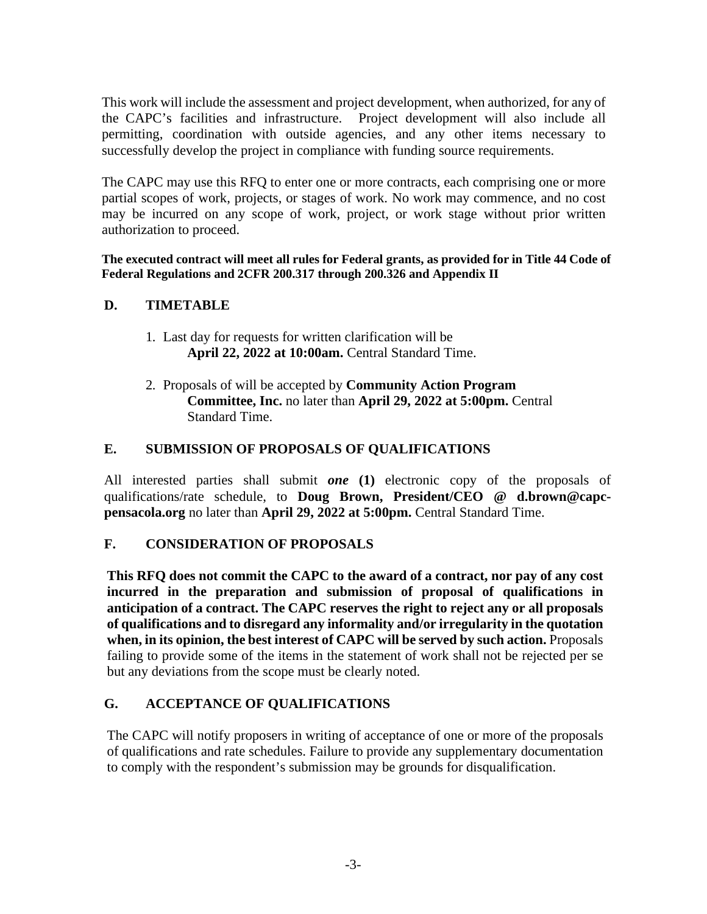This work will include the assessment and project development, when authorized, for any of the CAPC's facilities and infrastructure. Project development will also include all permitting, coordination with outside agencies, and any other items necessary to successfully develop the project in compliance with funding source requirements.

The CAPC may use this RFQ to enter one or more contracts, each comprising one or more partial scopes of work, projects, or stages of work. No work may commence, and no cost may be incurred on any scope of work, project, or work stage without prior written authorization to proceed.

**The executed contract will meet all rules for Federal grants, as provided for in Title 44 Code of Federal Regulations and 2CFR 200.317 through 200.326 and Appendix II**

## D. TIMETABLE

1. Last day for requests for written clarification will be **April 22, 2022 at 10:00am.** Central Standard Time.

2. Proposals of will be accepted by **Community Action Program Committee, Inc.** no later than **April 29, 2022 at 5:00pm.** Central Standard Time.

## E. SUBMISSION OF PROPOSALS OF QUALIFICATIONS

All interested parties shall submit ***one* (1)** electronic copy of the proposals of qualifications/rate schedule, to **Doug Brown, President/CEO @ d.brown@capc-pensacola.org** no later than **April 29, 2022 at 5:00pm.** Central Standard Time.

## F. CONSIDERATION OF PROPOSALS

**This RFQ does not commit the CAPC to the award of a contract, nor pay of any cost incurred in the preparation and submission of proposal of qualifications in anticipation of a contract. The CAPC reserves the right to reject any or all proposals of qualifications and to disregard any informality and/or irregularity in the quotation when, in its opinion, the best interest of CAPC will be served by such action.** Proposals failing to provide some of the items in the statement of work shall not be rejected per se but any deviations from the scope must be clearly noted.

## G. ACCEPTANCE OF QUALIFICATIONS

The CAPC will notify proposers in writing of acceptance of one or more of the proposals of qualifications and rate schedules. Failure to provide any supplementary documentation to comply with the respondent's submission may be grounds for disqualification.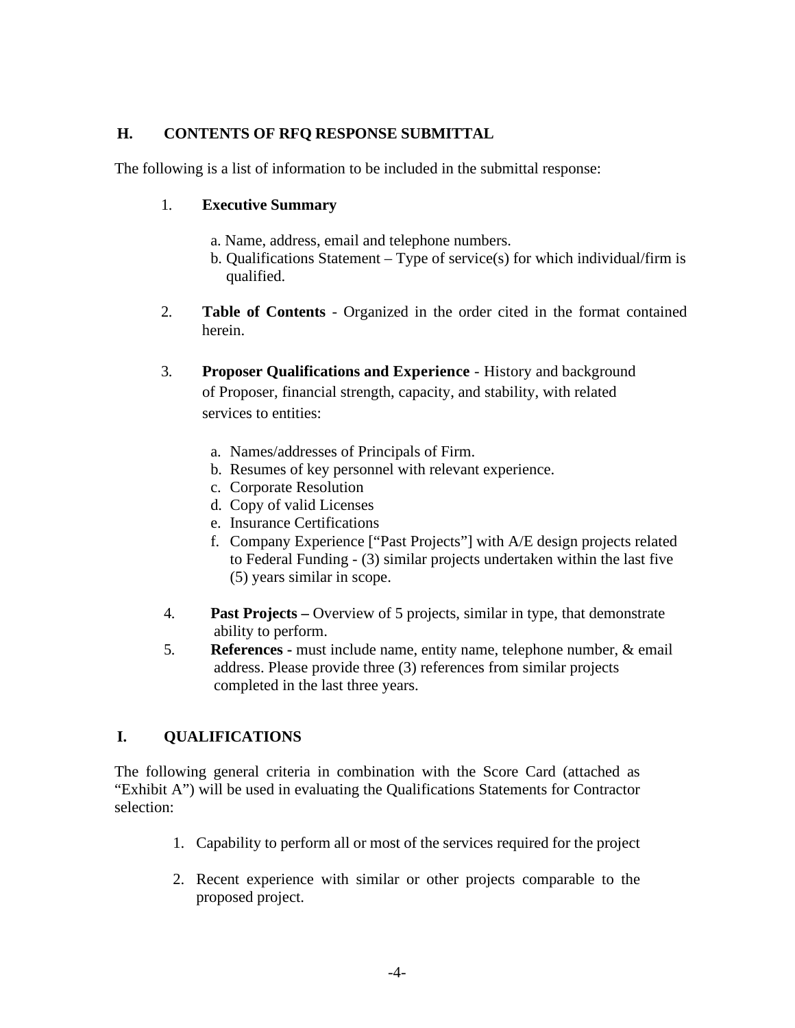## H. CONTENTS OF RFQ RESPONSE SUBMITTAL

The following is a list of information to be included in the submittal response:

1. **Executive Summary**

   a. Name, address, email and telephone numbers.
   b. Qualifications Statement – Type of service(s) for which individual/firm is qualified.

2. **Table of Contents** - Organized in the order cited in the format contained herein.

3. **Proposer Qualifications and Experience** - History and background of Proposer, financial strength, capacity, and stability, with related services to entities:

   a. Names/addresses of Principals of Firm.
   b. Resumes of key personnel with relevant experience.
   c. Corporate Resolution
   d. Copy of valid Licenses
   e. Insurance Certifications
   f. Company Experience ["Past Projects"] with A/E design projects related to Federal Funding - (3) similar projects undertaken within the last five (5) years similar in scope.

4. **Past Projects –** Overview of 5 projects, similar in type, that demonstrate ability to perform.
5. **References -** must include name, entity name, telephone number, & email address. Please provide three (3) references from similar projects completed in the last three years.

## I. QUALIFICATIONS

The following general criteria in combination with the Score Card (attached as "Exhibit A") will be used in evaluating the Qualifications Statements for Contractor selection:

1. Capability to perform all or most of the services required for the project

2. Recent experience with similar or other projects comparable to the proposed project.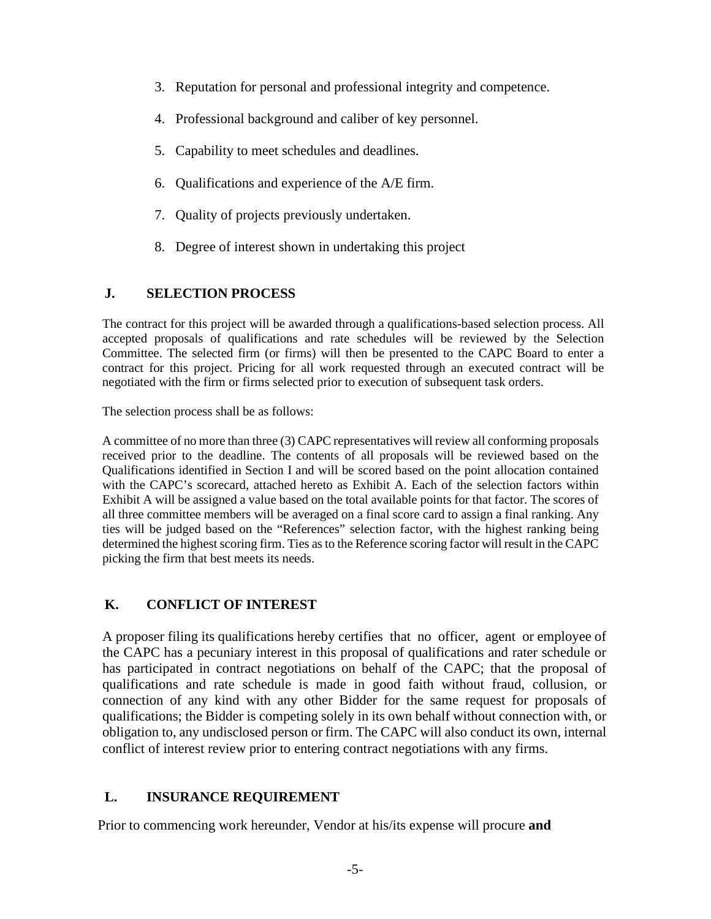3. Reputation for personal and professional integrity and competence.

4. Professional background and caliber of key personnel.

5. Capability to meet schedules and deadlines.

6. Qualifications and experience of the A/E firm.

7. Quality of projects previously undertaken.

8. Degree of interest shown in undertaking this project

## J. SELECTION PROCESS

The contract for this project will be awarded through a qualifications-based selection process. All accepted proposals of qualifications and rate schedules will be reviewed by the Selection Committee. The selected firm (or firms) will then be presented to the CAPC Board to enter a contract for this project. Pricing for all work requested through an executed contract will be negotiated with the firm or firms selected prior to execution of subsequent task orders.

The selection process shall be as follows:

A committee of no more than three (3) CAPC representatives will review all conforming proposals received prior to the deadline. The contents of all proposals will be reviewed based on the Qualifications identified in Section I and will be scored based on the point allocation contained with the CAPC's scorecard, attached hereto as Exhibit A. Each of the selection factors within Exhibit A will be assigned a value based on the total available points for that factor. The scores of all three committee members will be averaged on a final score card to assign a final ranking. Any ties will be judged based on the "References" selection factor, with the highest ranking being determined the highest scoring firm. Ties as to the Reference scoring factor will result in the CAPC picking the firm that best meets its needs.

## K. CONFLICT OF INTEREST

A proposer filing its qualifications hereby certifies that no officer, agent or employee of the CAPC has a pecuniary interest in this proposal of qualifications and rater schedule or has participated in contract negotiations on behalf of the CAPC; that the proposal of qualifications and rate schedule is made in good faith without fraud, collusion, or connection of any kind with any other Bidder for the same request for proposals of qualifications; the Bidder is competing solely in its own behalf without connection with, or obligation to, any undisclosed person or firm. The CAPC will also conduct its own, internal conflict of interest review prior to entering contract negotiations with any firms.

## L. INSURANCE REQUIREMENT

Prior to commencing work hereunder, Vendor at his/its expense will procure **and**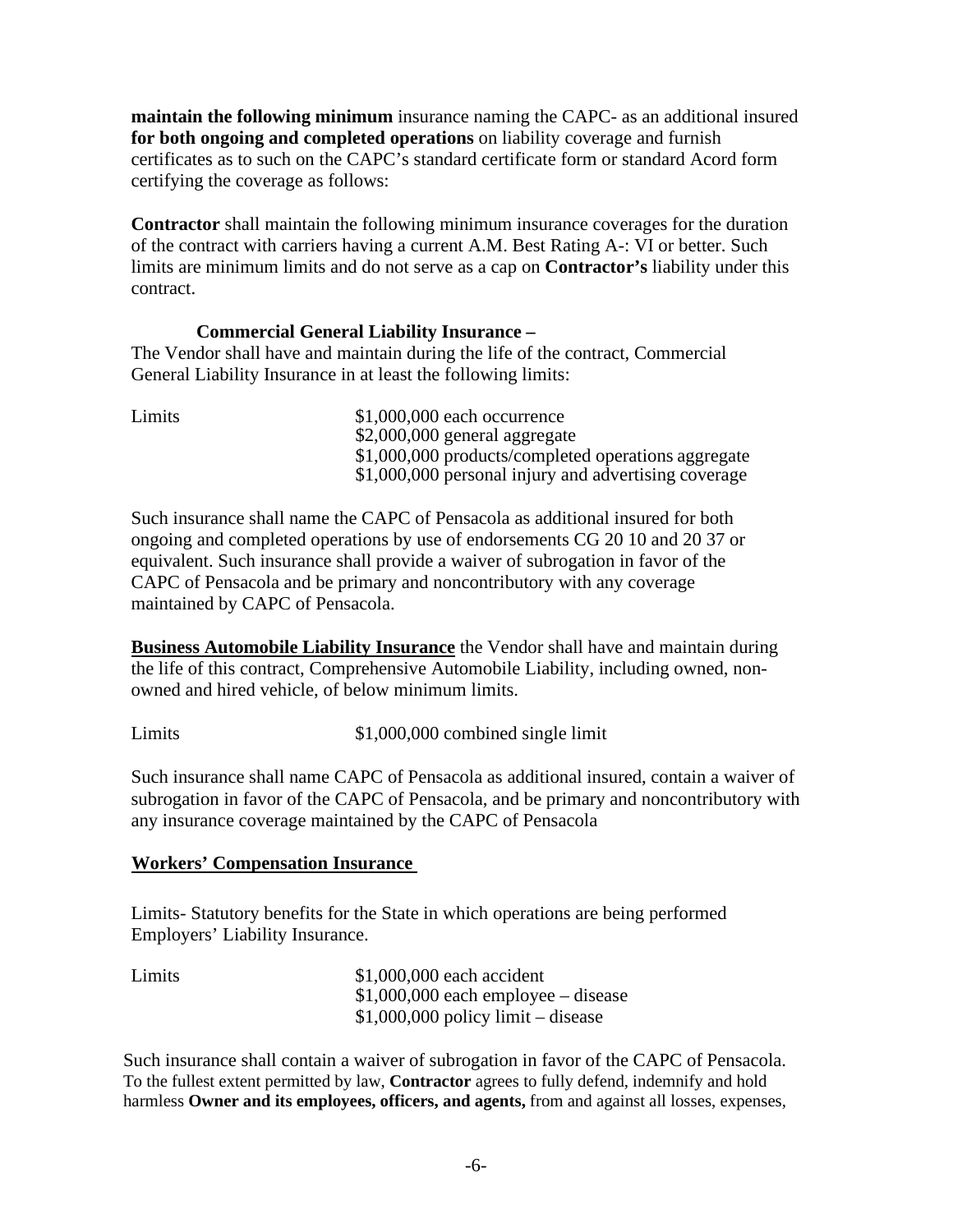**maintain the following minimum** insurance naming the CAPC- as an additional insured **for both ongoing and completed operations** on liability coverage and furnish certificates as to such on the CAPC's standard certificate form or standard Acord form certifying the coverage as follows:

**Contractor** shall maintain the following minimum insurance coverages for the duration of the contract with carriers having a current A.M. Best Rating A-: VI or better. Such limits are minimum limits and do not serve as a cap on **Contractor's** liability under this contract.

**Commercial General Liability Insurance –**

The Vendor shall have and maintain during the life of the contract, Commercial General Liability Insurance in at least the following limits:

| | |
|---|---|
| Limits | $1,000,000 each occurrence |
| | $2,000,000 general aggregate |
| | $1,000,000 products/completed operations aggregate |
| | $1,000,000 personal injury and advertising coverage |

Such insurance shall name the CAPC of Pensacola as additional insured for both ongoing and completed operations by use of endorsements CG 20 10 and 20 37 or equivalent. Such insurance shall provide a waiver of subrogation in favor of the CAPC of Pensacola and be primary and noncontributory with any coverage maintained by CAPC of Pensacola.

**Business Automobile Liability Insurance** the Vendor shall have and maintain during the life of this contract, Comprehensive Automobile Liability, including owned, non-owned and hired vehicle, of below minimum limits.

| | |
|---|---|
| Limits | $1,000,000 combined single limit |

Such insurance shall name CAPC of Pensacola as additional insured, contain a waiver of subrogation in favor of the CAPC of Pensacola, and be primary and noncontributory with any insurance coverage maintained by the CAPC of Pensacola

**Workers' Compensation Insurance**

Limits- Statutory benefits for the State in which operations are being performed Employers' Liability Insurance.

| | |
|---|---|
| Limits | $1,000,000 each accident |
| | $1,000,000 each employee – disease |
| | $1,000,000 policy limit – disease |

Such insurance shall contain a waiver of subrogation in favor of the CAPC of Pensacola.
To the fullest extent permitted by law, **Contractor** agrees to fully defend, indemnify and hold harmless **Owner and its employees, officers, and agents,** from and against all losses, expenses,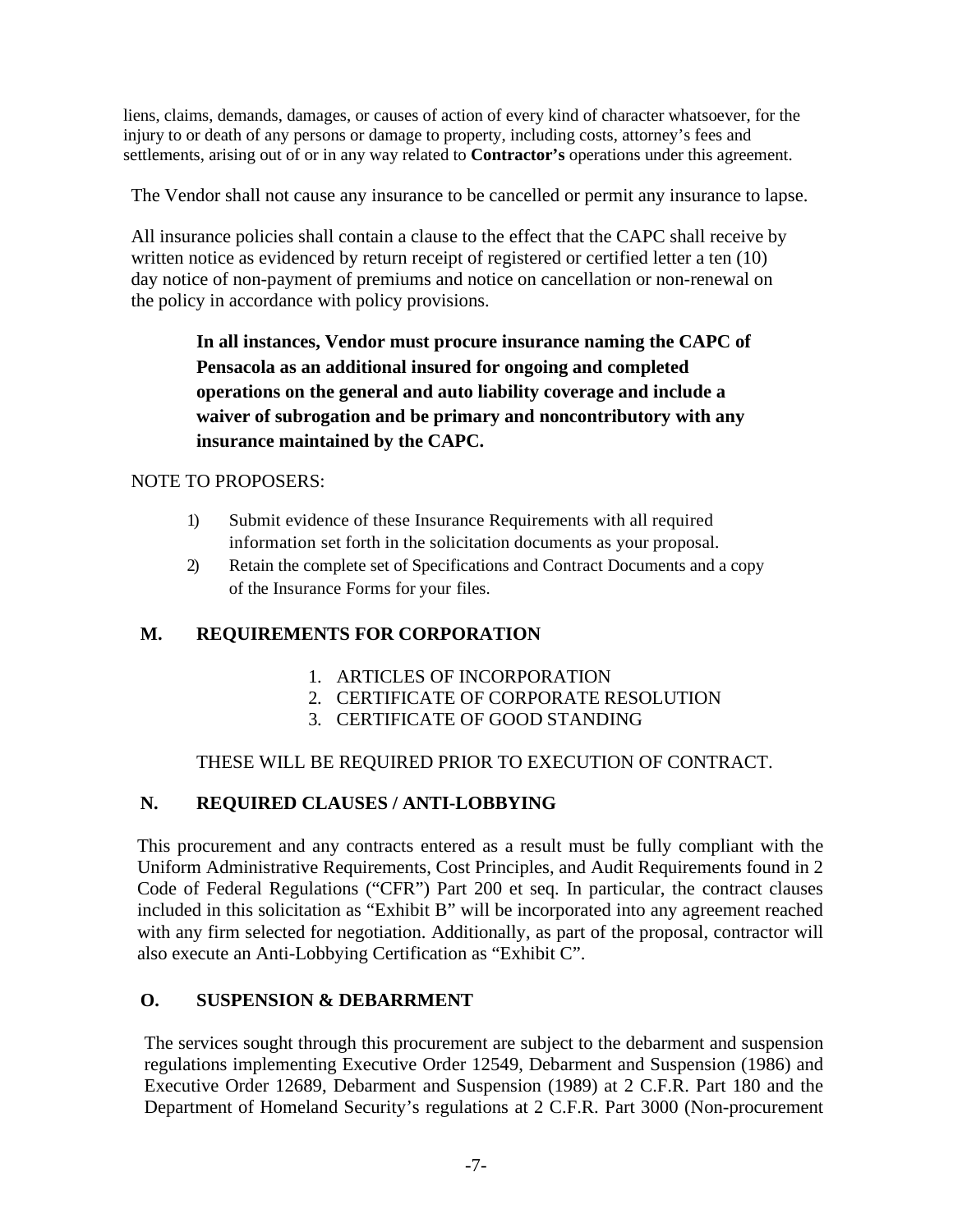liens, claims, demands, damages, or causes of action of every kind of character whatsoever, for the injury to or death of any persons or damage to property, including costs, attorney's fees and settlements, arising out of or in any way related to **Contractor's** operations under this agreement.

The Vendor shall not cause any insurance to be cancelled or permit any insurance to lapse.

All insurance policies shall contain a clause to the effect that the CAPC shall receive by written notice as evidenced by return receipt of registered or certified letter a ten (10) day notice of non-payment of premiums and notice on cancellation or non-renewal on the policy in accordance with policy provisions.

**In all instances, Vendor must procure insurance naming the CAPC of Pensacola as an additional insured for ongoing and completed operations on the general and auto liability coverage and include a waiver of subrogation and be primary and noncontributory with any insurance maintained by the CAPC.**

NOTE TO PROPOSERS:

1) Submit evidence of these Insurance Requirements with all required information set forth in the solicitation documents as your proposal.
2) Retain the complete set of Specifications and Contract Documents and a copy of the Insurance Forms for your files.

## M. REQUIREMENTS FOR CORPORATION

1. ARTICLES OF INCORPORATION
2. CERTIFICATE OF CORPORATE RESOLUTION
3. CERTIFICATE OF GOOD STANDING

THESE WILL BE REQUIRED PRIOR TO EXECUTION OF CONTRACT.

## N. REQUIRED CLAUSES / ANTI-LOBBYING

This procurement and any contracts entered as a result must be fully compliant with the Uniform Administrative Requirements, Cost Principles, and Audit Requirements found in 2 Code of Federal Regulations ("CFR") Part 200 et seq. In particular, the contract clauses included in this solicitation as "Exhibit B" will be incorporated into any agreement reached with any firm selected for negotiation. Additionally, as part of the proposal, contractor will also execute an Anti-Lobbying Certification as "Exhibit C".

## O. SUSPENSION & DEBARRMENT

The services sought through this procurement are subject to the debarment and suspension regulations implementing Executive Order 12549, Debarment and Suspension (1986) and Executive Order 12689, Debarment and Suspension (1989) at 2 C.F.R. Part 180 and the Department of Homeland Security's regulations at 2 C.F.R. Part 3000 (Non-procurement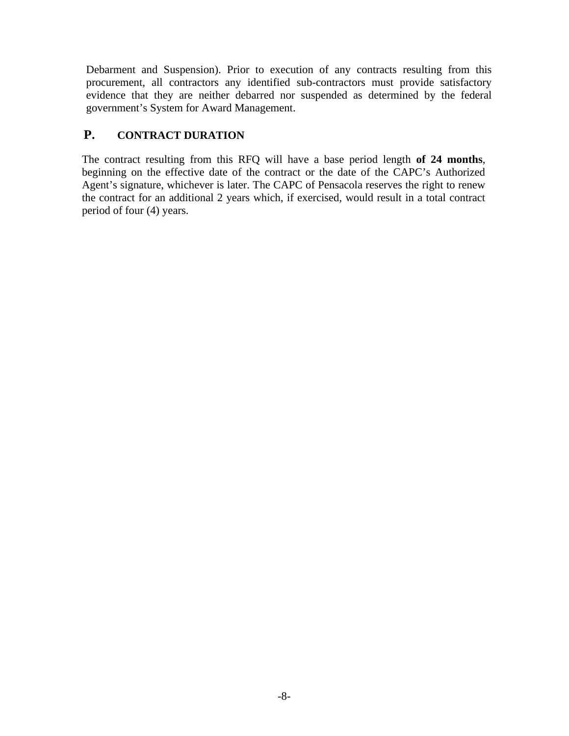Debarment and Suspension). Prior to execution of any contracts resulting from this procurement, all contractors any identified sub-contractors must provide satisfactory evidence that they are neither debarred nor suspended as determined by the federal government's System for Award Management.

## P. CONTRACT DURATION

The contract resulting from this RFQ will have a base period length **of 24 months**, beginning on the effective date of the contract or the date of the CAPC's Authorized Agent's signature, whichever is later. The CAPC of Pensacola reserves the right to renew the contract for an additional 2 years which, if exercised, would result in a total contract period of four (4) years.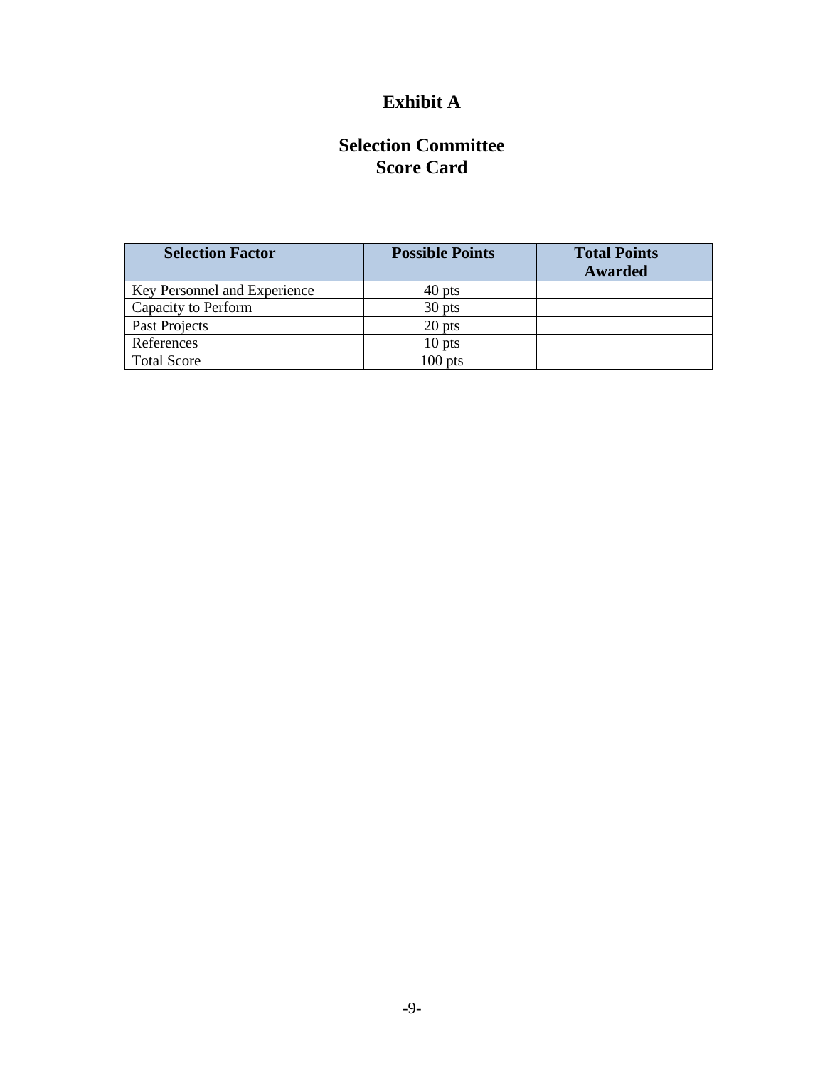# Exhibit A

## Selection Committee
## Score Card

| Selection Factor | Possible Points | Total Points Awarded |
|---|---|---|
| Key Personnel and Experience | 40 pts | |
| Capacity to Perform | 30 pts | |
| Past Projects | 20 pts | |
| References | 10 pts | |
| Total Score | 100 pts | |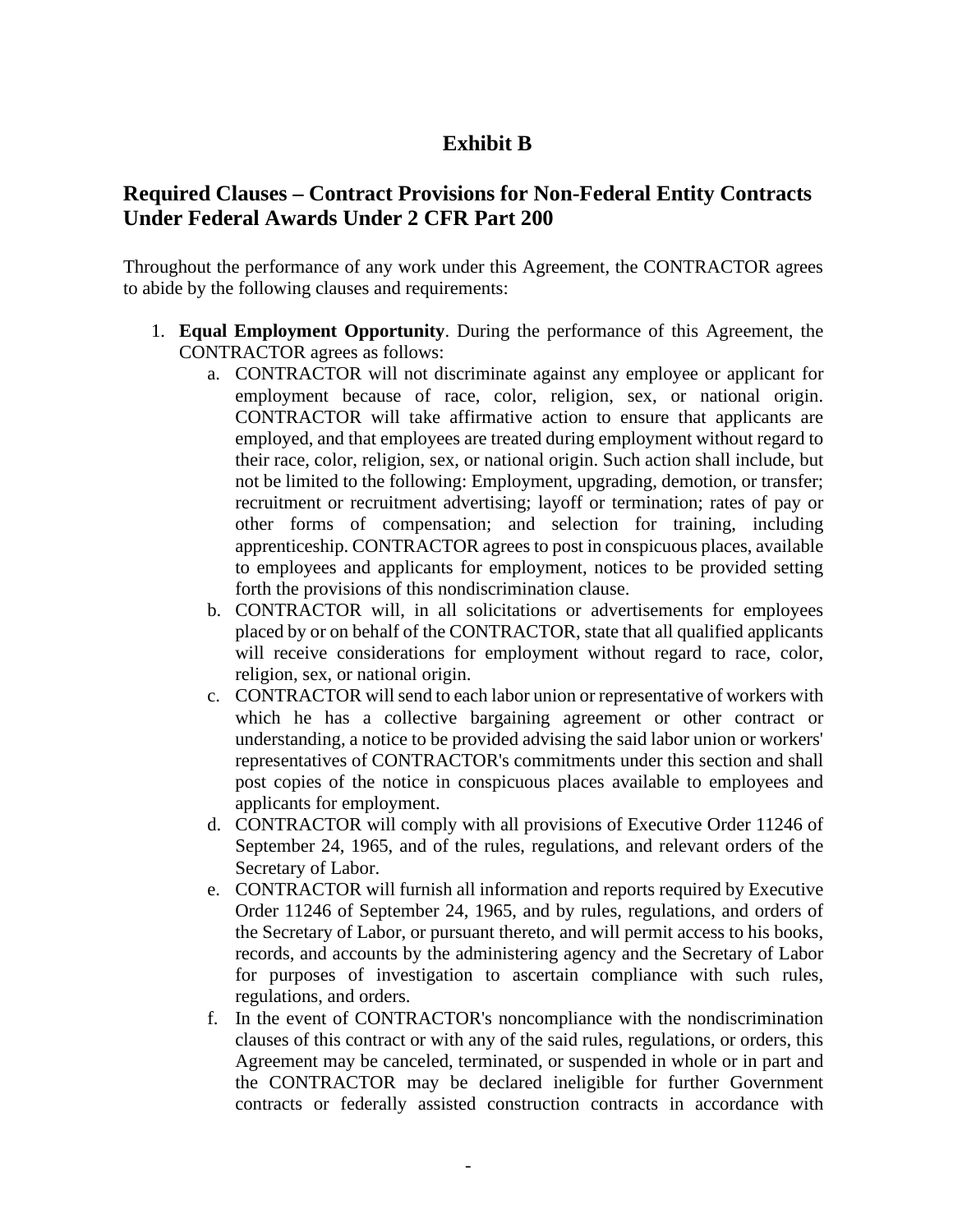# Exhibit B

## Required Clauses – Contract Provisions for Non-Federal Entity Contracts Under Federal Awards Under 2 CFR Part 200

Throughout the performance of any work under this Agreement, the CONTRACTOR agrees to abide by the following clauses and requirements:

1. **Equal Employment Opportunity**. During the performance of this Agreement, the CONTRACTOR agrees as follows:
   a. CONTRACTOR will not discriminate against any employee or applicant for employment because of race, color, religion, sex, or national origin. CONTRACTOR will take affirmative action to ensure that applicants are employed, and that employees are treated during employment without regard to their race, color, religion, sex, or national origin. Such action shall include, but not be limited to the following: Employment, upgrading, demotion, or transfer; recruitment or recruitment advertising; layoff or termination; rates of pay or other forms of compensation; and selection for training, including apprenticeship. CONTRACTOR agrees to post in conspicuous places, available to employees and applicants for employment, notices to be provided setting forth the provisions of this nondiscrimination clause.
   b. CONTRACTOR will, in all solicitations or advertisements for employees placed by or on behalf of the CONTRACTOR, state that all qualified applicants will receive considerations for employment without regard to race, color, religion, sex, or national origin.
   c. CONTRACTOR will send to each labor union or representative of workers with which he has a collective bargaining agreement or other contract or understanding, a notice to be provided advising the said labor union or workers' representatives of CONTRACTOR's commitments under this section and shall post copies of the notice in conspicuous places available to employees and applicants for employment.
   d. CONTRACTOR will comply with all provisions of Executive Order 11246 of September 24, 1965, and of the rules, regulations, and relevant orders of the Secretary of Labor.
   e. CONTRACTOR will furnish all information and reports required by Executive Order 11246 of September 24, 1965, and by rules, regulations, and orders of the Secretary of Labor, or pursuant thereto, and will permit access to his books, records, and accounts by the administering agency and the Secretary of Labor for purposes of investigation to ascertain compliance with such rules, regulations, and orders.
   f. In the event of CONTRACTOR's noncompliance with the nondiscrimination clauses of this contract or with any of the said rules, regulations, or orders, this Agreement may be canceled, terminated, or suspended in whole or in part and the CONTRACTOR may be declared ineligible for further Government contracts or federally assisted construction contracts in accordance with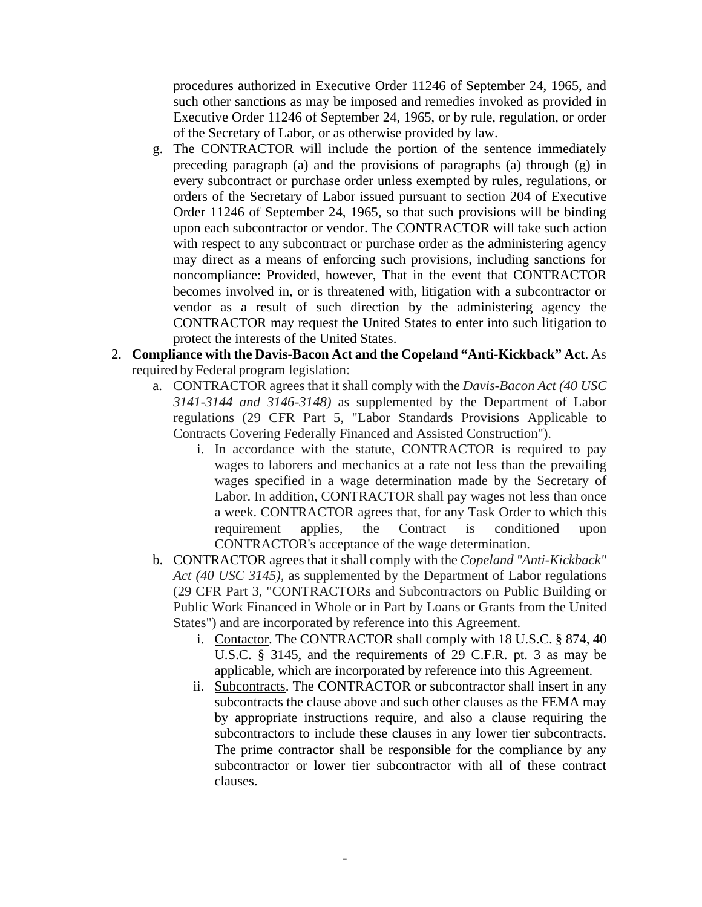procedures authorized in Executive Order 11246 of September 24, 1965, and such other sanctions as may be imposed and remedies invoked as provided in Executive Order 11246 of September 24, 1965, or by rule, regulation, or order of the Secretary of Labor, or as otherwise provided by law.

   g. The CONTRACTOR will include the portion of the sentence immediately preceding paragraph (a) and the provisions of paragraphs (a) through (g) in every subcontract or purchase order unless exempted by rules, regulations, or orders of the Secretary of Labor issued pursuant to section 204 of Executive Order 11246 of September 24, 1965, so that such provisions will be binding upon each subcontractor or vendor. The CONTRACTOR will take such action with respect to any subcontract or purchase order as the administering agency may direct as a means of enforcing such provisions, including sanctions for noncompliance: Provided, however, That in the event that CONTRACTOR becomes involved in, or is threatened with, litigation with a subcontractor or vendor as a result of such direction by the administering agency the CONTRACTOR may request the United States to enter into such litigation to protect the interests of the United States.

2. **Compliance with the Davis-Bacon Act and the Copeland "Anti-Kickback" Act**. As required by Federal program legislation:
   a. CONTRACTOR agrees that it shall comply with the *Davis-Bacon Act (40 USC 3141-3144 and 3146-3148)* as supplemented by the Department of Labor regulations (29 CFR Part 5, "Labor Standards Provisions Applicable to Contracts Covering Federally Financed and Assisted Construction").
      i. In accordance with the statute, CONTRACTOR is required to pay wages to laborers and mechanics at a rate not less than the prevailing wages specified in a wage determination made by the Secretary of Labor. In addition, CONTRACTOR shall pay wages not less than once a week. CONTRACTOR agrees that, for any Task Order to which this requirement applies, the Contract is conditioned upon CONTRACTOR's acceptance of the wage determination.
   b. CONTRACTOR agrees that it shall comply with the *Copeland "Anti-Kickback" Act (40 USC 3145)*, as supplemented by the Department of Labor regulations (29 CFR Part 3, "CONTRACTORs and Subcontractors on Public Building or Public Work Financed in Whole or in Part by Loans or Grants from the United States") and are incorporated by reference into this Agreement.
      i. Contactor. The CONTRACTOR shall comply with 18 U.S.C. § 874, 40 U.S.C. § 3145, and the requirements of 29 C.F.R. pt. 3 as may be applicable, which are incorporated by reference into this Agreement.
      ii. Subcontracts. The CONTRACTOR or subcontractor shall insert in any subcontracts the clause above and such other clauses as the FEMA may by appropriate instructions require, and also a clause requiring the subcontractors to include these clauses in any lower tier subcontracts. The prime contractor shall be responsible for the compliance by any subcontractor or lower tier subcontractor with all of these contract clauses.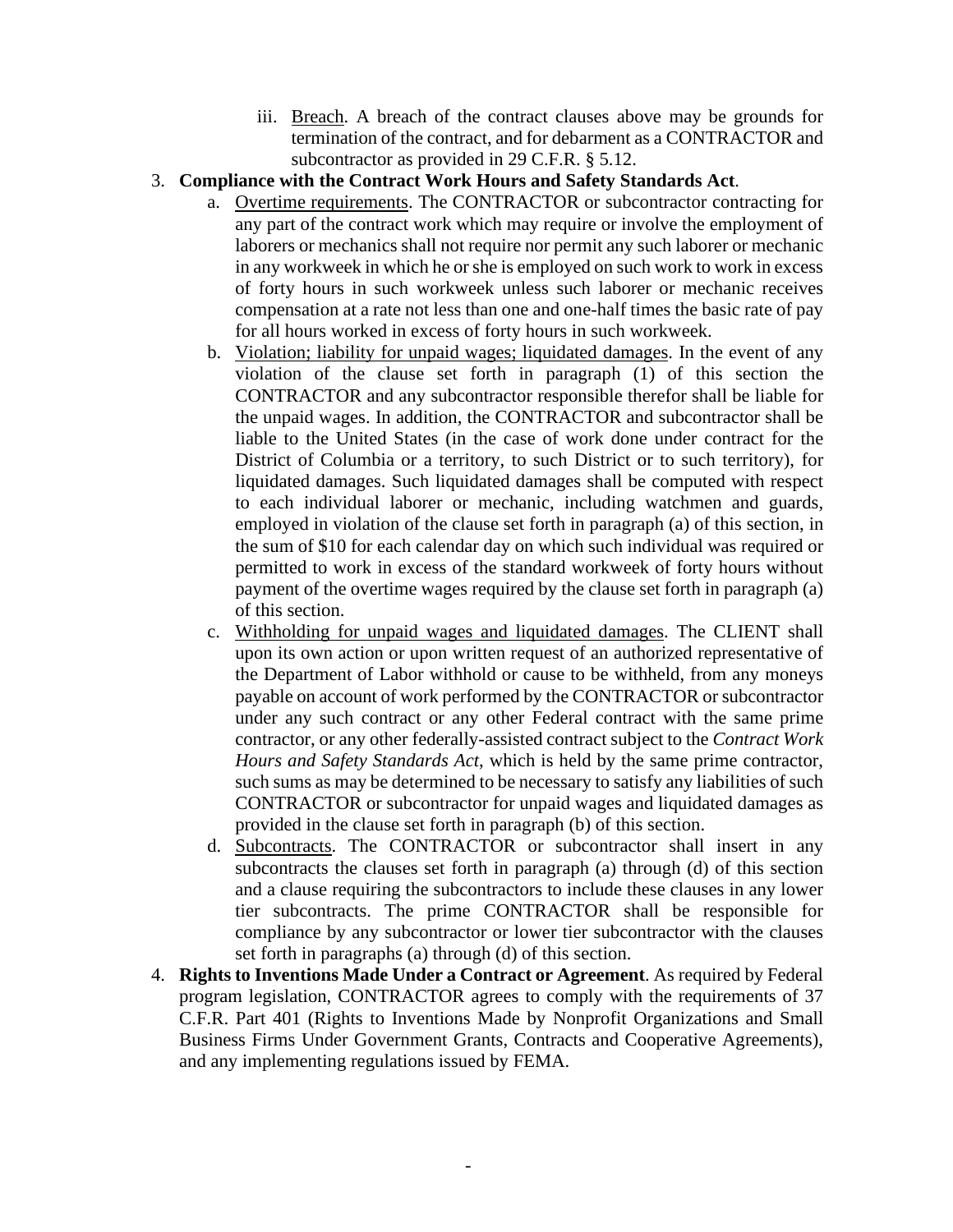iii. Breach. A breach of the contract clauses above may be grounds for termination of the contract, and for debarment as a CONTRACTOR and subcontractor as provided in 29 C.F.R. § 5.12.

3. **Compliance with the Contract Work Hours and Safety Standards Act**.
   a. Overtime requirements. The CONTRACTOR or subcontractor contracting for any part of the contract work which may require or involve the employment of laborers or mechanics shall not require nor permit any such laborer or mechanic in any workweek in which he or she is employed on such work to work in excess of forty hours in such workweek unless such laborer or mechanic receives compensation at a rate not less than one and one-half times the basic rate of pay for all hours worked in excess of forty hours in such workweek.
   b. Violation; liability for unpaid wages; liquidated damages. In the event of any violation of the clause set forth in paragraph (1) of this section the CONTRACTOR and any subcontractor responsible therefor shall be liable for the unpaid wages. In addition, the CONTRACTOR and subcontractor shall be liable to the United States (in the case of work done under contract for the District of Columbia or a territory, to such District or to such territory), for liquidated damages. Such liquidated damages shall be computed with respect to each individual laborer or mechanic, including watchmen and guards, employed in violation of the clause set forth in paragraph (a) of this section, in the sum of $10 for each calendar day on which such individual was required or permitted to work in excess of the standard workweek of forty hours without payment of the overtime wages required by the clause set forth in paragraph (a) of this section.
   c. Withholding for unpaid wages and liquidated damages. The CLIENT shall upon its own action or upon written request of an authorized representative of the Department of Labor withhold or cause to be withheld, from any moneys payable on account of work performed by the CONTRACTOR or subcontractor under any such contract or any other Federal contract with the same prime contractor, or any other federally-assisted contract subject to the *Contract Work Hours and Safety Standards Act*, which is held by the same prime contractor, such sums as may be determined to be necessary to satisfy any liabilities of such CONTRACTOR or subcontractor for unpaid wages and liquidated damages as provided in the clause set forth in paragraph (b) of this section.
   d. Subcontracts. The CONTRACTOR or subcontractor shall insert in any subcontracts the clauses set forth in paragraph (a) through (d) of this section and a clause requiring the subcontractors to include these clauses in any lower tier subcontracts. The prime CONTRACTOR shall be responsible for compliance by any subcontractor or lower tier subcontractor with the clauses set forth in paragraphs (a) through (d) of this section.

4. **Rights to Inventions Made Under a Contract or Agreement**. As required by Federal program legislation, CONTRACTOR agrees to comply with the requirements of 37 C.F.R. Part 401 (Rights to Inventions Made by Nonprofit Organizations and Small Business Firms Under Government Grants, Contracts and Cooperative Agreements), and any implementing regulations issued by FEMA.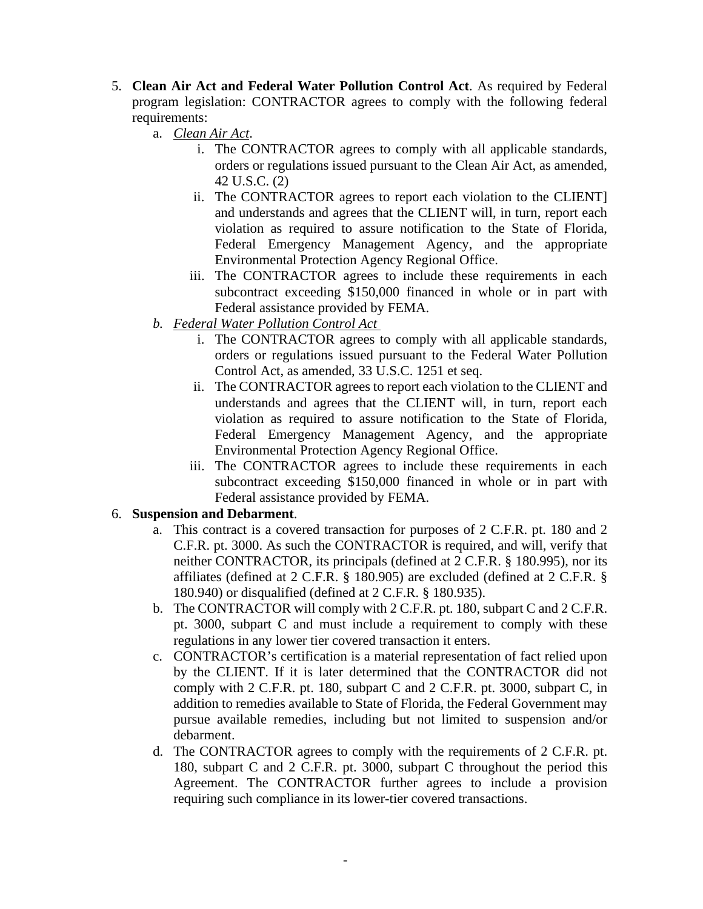5. **Clean Air Act and Federal Water Pollution Control Act**. As required by Federal program legislation: CONTRACTOR agrees to comply with the following federal requirements:
   a. *Clean Air Act*.
      i. The CONTRACTOR agrees to comply with all applicable standards, orders or regulations issued pursuant to the Clean Air Act, as amended, 42 U.S.C. (2)
      ii. The CONTRACTOR agrees to report each violation to the CLIENT] and understands and agrees that the CLIENT will, in turn, report each violation as required to assure notification to the State of Florida, Federal Emergency Management Agency, and the appropriate Environmental Protection Agency Regional Office.
      iii. The CONTRACTOR agrees to include these requirements in each subcontract exceeding $150,000 financed in whole or in part with Federal assistance provided by FEMA.
   b. *Federal Water Pollution Control Act*
      i. The CONTRACTOR agrees to comply with all applicable standards, orders or regulations issued pursuant to the Federal Water Pollution Control Act, as amended, 33 U.S.C. 1251 et seq.
      ii. The CONTRACTOR agrees to report each violation to the CLIENT and understands and agrees that the CLIENT will, in turn, report each violation as required to assure notification to the State of Florida, Federal Emergency Management Agency, and the appropriate Environmental Protection Agency Regional Office.
      iii. The CONTRACTOR agrees to include these requirements in each subcontract exceeding $150,000 financed in whole or in part with Federal assistance provided by FEMA.
6. **Suspension and Debarment**.
   a. This contract is a covered transaction for purposes of 2 C.F.R. pt. 180 and 2 C.F.R. pt. 3000. As such the CONTRACTOR is required, and will, verify that neither CONTRACTOR, its principals (defined at 2 C.F.R. § 180.995), nor its affiliates (defined at 2 C.F.R. § 180.905) are excluded (defined at 2 C.F.R. § 180.940) or disqualified (defined at 2 C.F.R. § 180.935).
   b. The CONTRACTOR will comply with 2 C.F.R. pt. 180, subpart C and 2 C.F.R. pt. 3000, subpart C and must include a requirement to comply with these regulations in any lower tier covered transaction it enters.
   c. CONTRACTOR's certification is a material representation of fact relied upon by the CLIENT. If it is later determined that the CONTRACTOR did not comply with 2 C.F.R. pt. 180, subpart C and 2 C.F.R. pt. 3000, subpart C, in addition to remedies available to State of Florida, the Federal Government may pursue available remedies, including but not limited to suspension and/or debarment.
   d. The CONTRACTOR agrees to comply with the requirements of 2 C.F.R. pt. 180, subpart C and 2 C.F.R. pt. 3000, subpart C throughout the period this Agreement. The CONTRACTOR further agrees to include a provision requiring such compliance in its lower-tier covered transactions.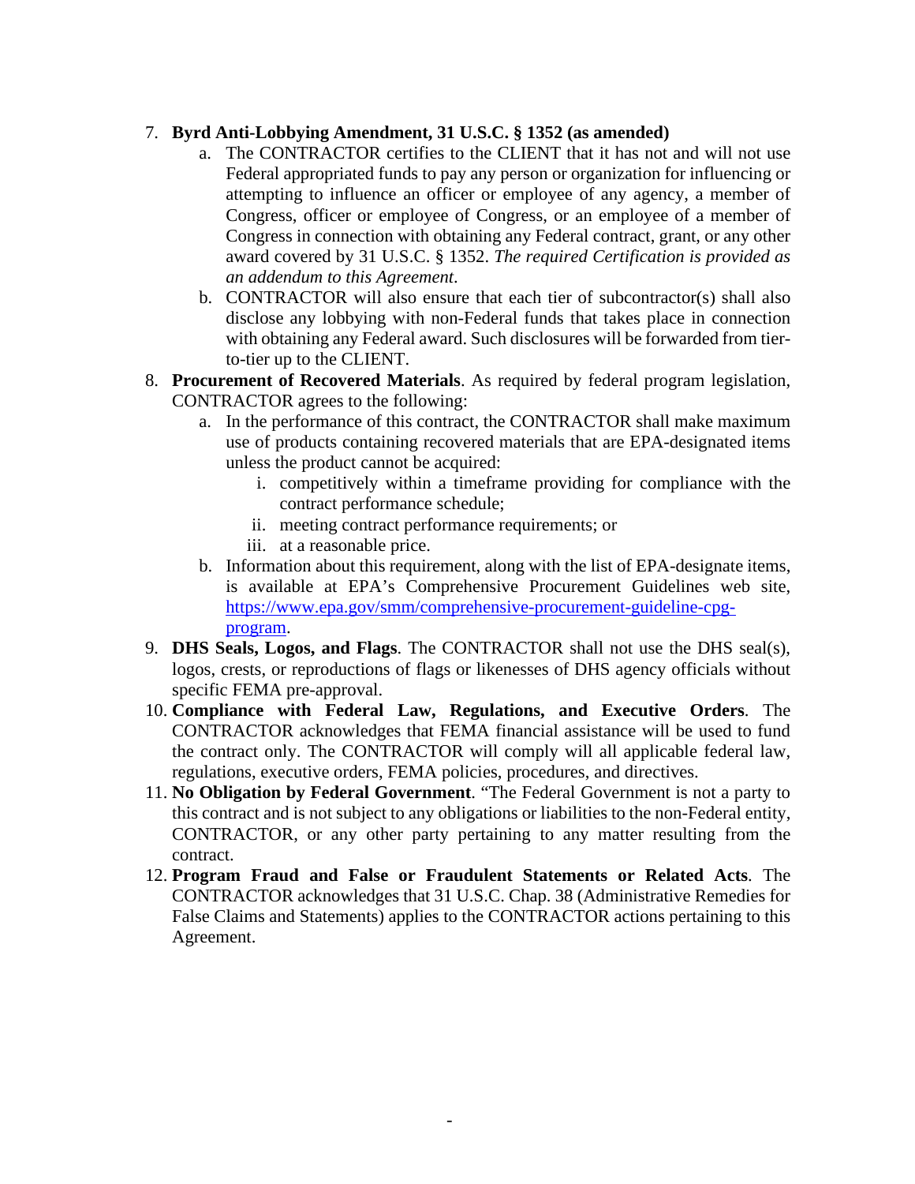7. **Byrd Anti-Lobbying Amendment, 31 U.S.C. § 1352 (as amended)**
    a. The CONTRACTOR certifies to the CLIENT that it has not and will not use Federal appropriated funds to pay any person or organization for influencing or attempting to influence an officer or employee of any agency, a member of Congress, officer or employee of Congress, or an employee of a member of Congress in connection with obtaining any Federal contract, grant, or any other award covered by 31 U.S.C. § 1352. *The required Certification is provided as an addendum to this Agreement.*
    b. CONTRACTOR will also ensure that each tier of subcontractor(s) shall also disclose any lobbying with non-Federal funds that takes place in connection with obtaining any Federal award. Such disclosures will be forwarded from tier-to-tier up to the CLIENT.
8. **Procurement of Recovered Materials**. As required by federal program legislation, CONTRACTOR agrees to the following:
    a. In the performance of this contract, the CONTRACTOR shall make maximum use of products containing recovered materials that are EPA-designated items unless the product cannot be acquired:
        i. competitively within a timeframe providing for compliance with the contract performance schedule;
        ii. meeting contract performance requirements; or
        iii. at a reasonable price.
    b. Information about this requirement, along with the list of EPA-designate items, is available at EPA's Comprehensive Procurement Guidelines web site, [https://www.epa.gov/smm/comprehensive-procurement-guideline-cpg-program](https://www.epa.gov/smm/comprehensive-procurement-guideline-cpg-program).
9. **DHS Seals, Logos, and Flags**. The CONTRACTOR shall not use the DHS seal(s), logos, crests, or reproductions of flags or likenesses of DHS agency officials without specific FEMA pre-approval.
10. **Compliance with Federal Law, Regulations, and Executive Orders**. The CONTRACTOR acknowledges that FEMA financial assistance will be used to fund the contract only. The CONTRACTOR will comply will all applicable federal law, regulations, executive orders, FEMA policies, procedures, and directives.
11. **No Obligation by Federal Government**. "The Federal Government is not a party to this contract and is not subject to any obligations or liabilities to the non-Federal entity, CONTRACTOR, or any other party pertaining to any matter resulting from the contract.
12. **Program Fraud and False or Fraudulent Statements or Related Acts**. The CONTRACTOR acknowledges that 31 U.S.C. Chap. 38 (Administrative Remedies for False Claims and Statements) applies to the CONTRACTOR actions pertaining to this Agreement.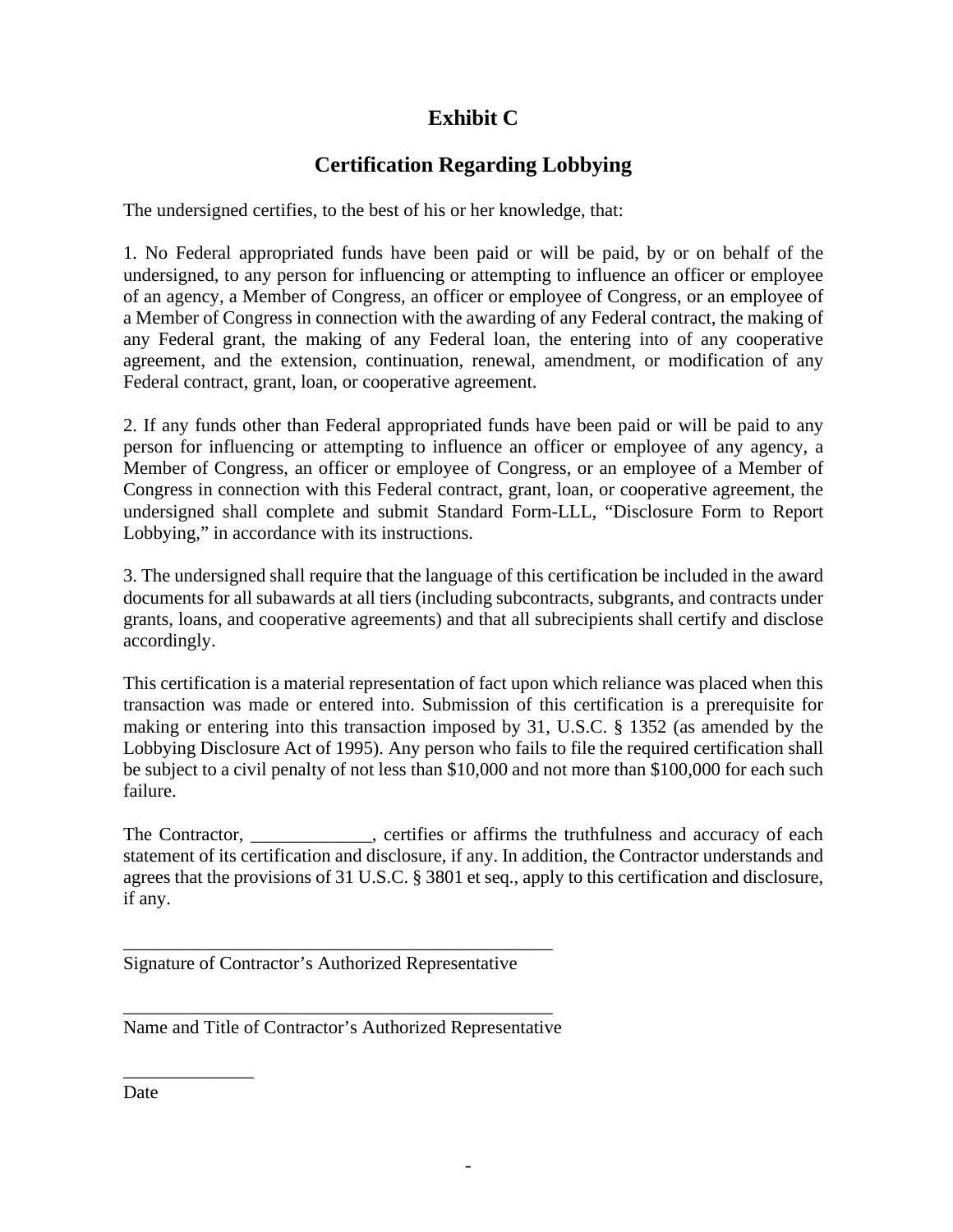# Exhibit C

## Certification Regarding Lobbying

The undersigned certifies, to the best of his or her knowledge, that:

1. No Federal appropriated funds have been paid or will be paid, by or on behalf of the undersigned, to any person for influencing or attempting to influence an officer or employee of an agency, a Member of Congress, an officer or employee of Congress, or an employee of a Member of Congress in connection with the awarding of any Federal contract, the making of any Federal grant, the making of any Federal loan, the entering into of any cooperative agreement, and the extension, continuation, renewal, amendment, or modification of any Federal contract, grant, loan, or cooperative agreement.

2. If any funds other than Federal appropriated funds have been paid or will be paid to any person for influencing or attempting to influence an officer or employee of any agency, a Member of Congress, an officer or employee of Congress, or an employee of a Member of Congress in connection with this Federal contract, grant, loan, or cooperative agreement, the undersigned shall complete and submit Standard Form-LLL, "Disclosure Form to Report Lobbying," in accordance with its instructions.

3. The undersigned shall require that the language of this certification be included in the award documents for all subawards at all tiers (including subcontracts, subgrants, and contracts under grants, loans, and cooperative agreements) and that all subrecipients shall certify and disclose accordingly.

This certification is a material representation of fact upon which reliance was placed when this transaction was made or entered into. Submission of this certification is a prerequisite for making or entering into this transaction imposed by 31, U.S.C. § 1352 (as amended by the Lobbying Disclosure Act of 1995). Any person who fails to file the required certification shall be subject to a civil penalty of not less than $10,000 and not more than $100,000 for each such failure.

The Contractor, _____________, certifies or affirms the truthfulness and accuracy of each statement of its certification and disclosure, if any. In addition, the Contractor understands and agrees that the provisions of 31 U.S.C. § 3801 et seq., apply to this certification and disclosure, if any.

_______________________________________________
Signature of Contractor's Authorized Representative

_______________________________________________
Name and Title of Contractor's Authorized Representative

______________
Date